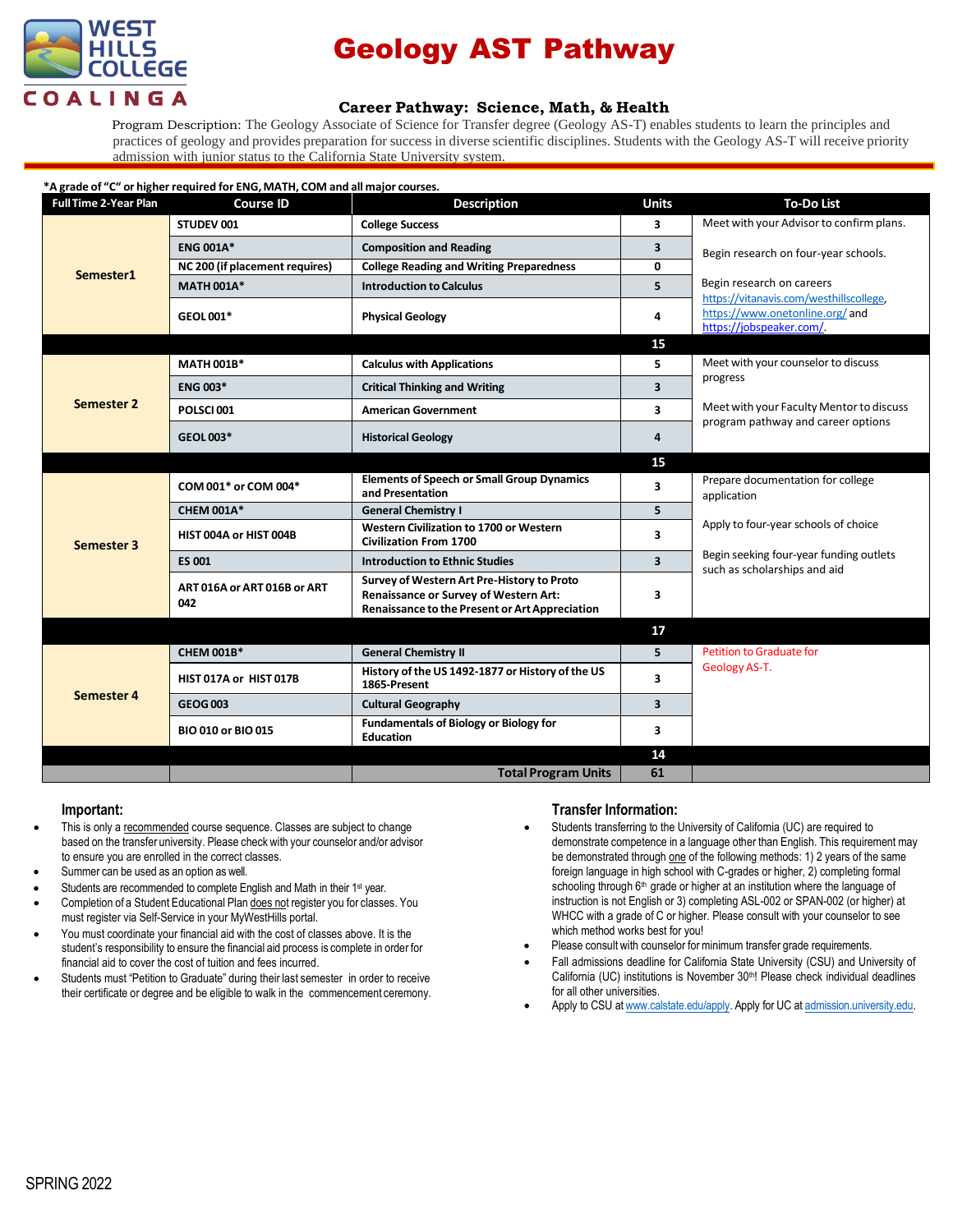WEST HILLS COLLEGE
COALINGA

# Geology AST Pathway

### Career Pathway: Science, Math, & Health

Program Description: The Geology Associate of Science for Transfer degree (Geology AS-T) enables students to learn the principles and practices of geology and provides preparation for success in diverse scientific disciplines. Students with the Geology AS-T will receive priority admission with junior status to the California State University system.

***A grade of "C" or higher required for ENG, MATH, COM and all major courses.**

| Full Time 2-Year Plan | Course ID | Description | Units | To-Do List |
|---|---|---|---|---|
| Semester1 | STUDEV 001 | College Success | 3 | Meet with your Advisor to confirm plans. |
| | ENG 001A* | Composition and Reading | 3 | Begin research on four-year schools. |
| | NC 200 (if placement requires) | College Reading and Writing Preparedness | 0 | |
| | MATH 001A* | Introduction to Calculus | 5 | Begin research on careers https://vitanavis.com/westhillscollege, https://www.onetonline.org/ and https://jobspeaker.com/. |
| | GEOL 001* | Physical Geology | 4 | |
| | | | 15 | |
| Semester 2 | MATH 001B* | Calculus with Applications | 5 | Meet with your counselor to discuss progress |
| | ENG 003* | Critical Thinking and Writing | 3 | |
| | POLSCI 001 | American Government | 3 | Meet with your Faculty Mentor to discuss program pathway and career options |
| | GEOL 003* | Historical Geology | 4 | |
| | | | 15 | |
| Semester 3 | COM 001* or COM 004* | Elements of Speech or Small Group Dynamics and Presentation | 3 | Prepare documentation for college application |
| | CHEM 001A* | General Chemistry I | 5 | Apply to four-year schools of choice |
| | HIST 004A or HIST 004B | Western Civilization to 1700 or Western Civilization From 1700 | 3 | |
| | ES 001 | Introduction to Ethnic Studies | 3 | Begin seeking four-year funding outlets such as scholarships and aid |
| | ART 016A or ART 016B or ART 042 | Survey of Western Art Pre-History to Proto Renaissance or Survey of Western Art: Renaissance to the Present or Art Appreciation | 3 | |
| | | | 17 | |
| Semester 4 | CHEM 001B* | General Chemistry II | 5 | Petition to Graduate for Geology AS-T. |
| | HIST 017A or HIST 017B | History of the US 1492-1877 or History of the US 1865-Present | 3 | |
| | GEOG 003 | Cultural Geography | 3 | |
| | BIO 010 or BIO 015 | Fundamentals of Biology or Biology for Education | 3 | |
| | | | 14 | |
| | | Total Program Units | 61 | |

## Important:

- This is only a recommended course sequence. Classes are subject to change based on the transfer university. Please check with your counselor and/or advisor to ensure you are enrolled in the correct classes.
- Summer can be used as an option as well.
- Students are recommended to complete English and Math in their 1st year.
- Completion of a Student Educational Plan does not register you for classes. You must register via Self-Service in your MyWestHills portal.
- You must coordinate your financial aid with the cost of classes above. It is the student's responsibility to ensure the financial aid process is complete in order for financial aid to cover the cost of tuition and fees incurred.
- Students must "Petition to Graduate" during their last semester in order to receive their certificate or degree and be eligible to walk in the commencement ceremony.

## Transfer Information:

- Students transferring to the University of California (UC) are required to demonstrate competence in a language other than English. This requirement may be demonstrated through one of the following methods: 1) 2 years of the same foreign language in high school with C-grades or higher, 2) completing formal schooling through 6th grade or higher at an institution where the language of instruction is not English or 3) completing ASL-002 or SPAN-002 (or higher) at WHCC with a grade of C or higher. Please consult with your counselor to see which method works best for you!
- Please consult with counselor for minimum transfer grade requirements.
- Fall admissions deadline for California State University (CSU) and University of California (UC) institutions is November 30th! Please check individual deadlines for all other universities.
- Apply to CSU at www.calstate.edu/apply. Apply for UC at admission.university.edu.

SPRING 2022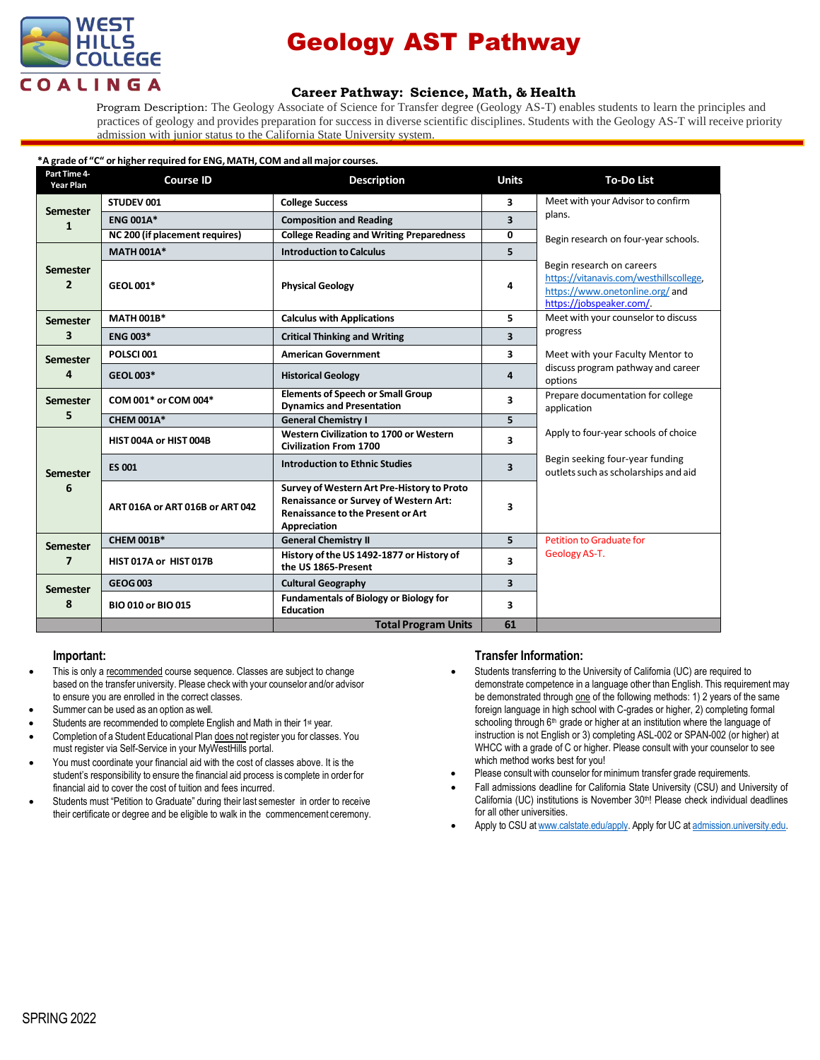# Geology AST Pathway

WEST HILLS COLLEGE COALINGA

### Career Pathway: Science, Math, & Health

Program Description: The Geology Associate of Science for Transfer degree (Geology AS-T) enables students to learn the principles and practices of geology and provides preparation for success in diverse scientific disciplines. Students with the Geology AS-T will receive priority admission with junior status to the California State University system.

**\*A grade of "C" or higher required for ENG, MATH, COM and all major courses.**

| Part Time 4-Year Plan | Course ID | Description | Units | To-Do List |
|---|---|---|---|---|
| Semester 1 | STUDEV 001 | College Success | 3 | Meet with your Advisor to confirm plans. Begin research on four-year schools. |
| | ENG 001A* | Composition and Reading | 3 | |
| | NC 200 (if placement requires) | College Reading and Writing Preparedness | 0 | |
| Semester 2 | MATH 001A* | Introduction to Calculus | 5 | Begin research on careers https://vitanavis.com/westhillscollege, https://www.onetonline.org/ and https://jobspeaker.com/. |
| | GEOL 001* | Physical Geology | 4 | |
| Semester 3 | MATH 001B* | Calculus with Applications | 5 | Meet with your counselor to discuss progress. Meet with your Faculty Mentor to discuss program pathway and career options |
| | ENG 003* | Critical Thinking and Writing | 3 | |
| Semester 4 | POLSCI 001 | American Government | 3 | |
| | GEOL 003* | Historical Geology | 4 | |
| Semester 5 | COM 001* or COM 004* | Elements of Speech or Small Group Dynamics and Presentation | 3 | Prepare documentation for college application. Apply to four-year schools of choice. Begin seeking four-year funding outlets such as scholarships and aid |
| | CHEM 001A* | General Chemistry I | 5 | |
| Semester 6 | HIST 004A or HIST 004B | Western Civilization to 1700 or Western Civilization From 1700 | 3 | |
| | ES 001 | Introduction to Ethnic Studies | 3 | |
| | ART 016A or ART 016B or ART 042 | Survey of Western Art Pre-History to Proto Renaissance or Survey of Western Art: Renaissance to the Present or Art Appreciation | 3 | |
| Semester 7 | CHEM 001B* | General Chemistry II | 5 | Petition to Graduate for Geology AS-T. |
| | HIST 017A or HIST 017B | History of the US 1492-1877 or History of the US 1865-Present | 3 | |
| Semester 8 | GEOG 003 | Cultural Geography | 3 | |
| | BIO 010 or BIO 015 | Fundamentals of Biology or Biology for Education | 3 | |
| | | **Total Program Units** | **61** | |

## Important:

- This is only a recommended course sequence. Classes are subject to change based on the transfer university. Please check with your counselor and/or advisor to ensure you are enrolled in the correct classes.
- Summer can be used as an option as well.
- Students are recommended to complete English and Math in their 1st year.
- Completion of a Student Educational Plan does not register you for classes. You must register via Self-Service in your MyWestHills portal.
- You must coordinate your financial aid with the cost of classes above. It is the student's responsibility to ensure the financial aid process is complete in order for financial aid to cover the cost of tuition and fees incurred.
- Students must "Petition to Graduate" during their last semester in order to receive their certificate or degree and be eligible to walk in the commencement ceremony.

## Transfer Information:

- Students transferring to the University of California (UC) are required to demonstrate competence in a language other than English. This requirement may be demonstrated through one of the following methods: 1) 2 years of the same foreign language in high school with C-grades or higher, 2) completing formal schooling through 6th grade or higher at an institution where the language of instruction is not English or 3) completing ASL-002 or SPAN-002 (or higher) at WHCC with a grade of C or higher. Please consult with your counselor to see which method works best for you!
- Please consult with counselor for minimum transfer grade requirements.
- Fall admissions deadline for California State University (CSU) and University of California (UC) institutions is November 30th! Please check individual deadlines for all other universities.
- Apply to CSU at www.calstate.edu/apply. Apply for UC at admission.university.edu.

SPRING 2022